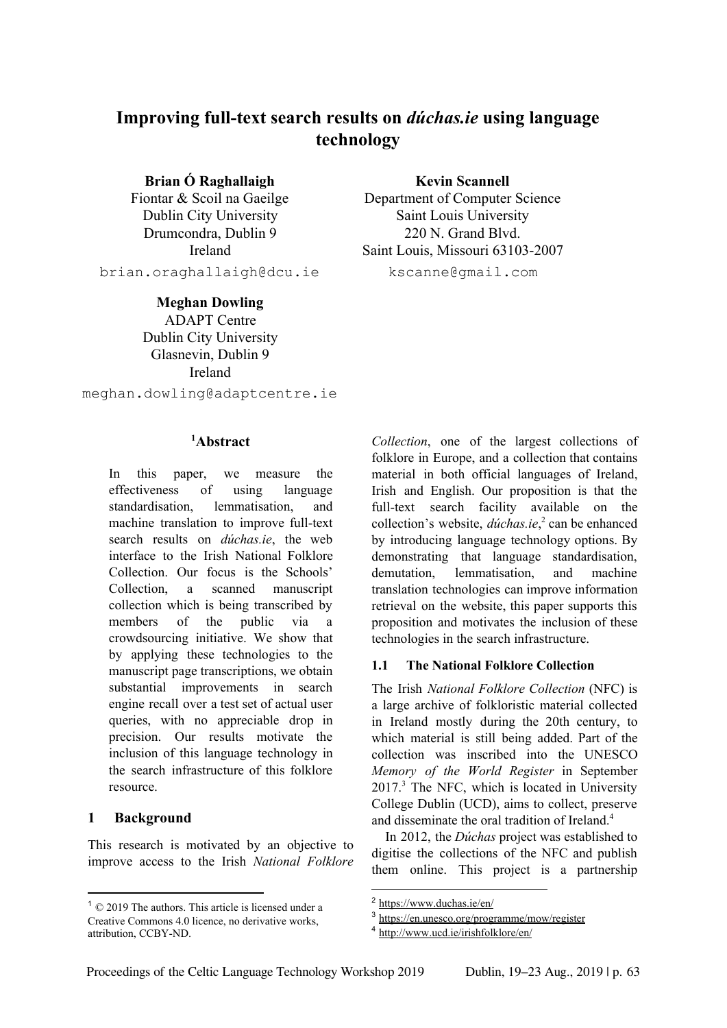# Improving full-text search results on *dúchas.ie* using language technology

**Brian Ó Raghallaigh**
Fiontar & Scoil na Gaeilge
Dublin City University
Drumcondra, Dublin 9
Ireland
brian.oraghallaigh@dcu.ie

**Kevin Scannell**
Department of Computer Science
Saint Louis University
220 N. Grand Blvd.
Saint Louis, Missouri 63103-2007
kscanne@gmail.com

**Meghan Dowling**
ADAPT Centre
Dublin City University
Glasnevin, Dublin 9
Ireland
meghan.dowling@adaptcentre.ie

## [1]Abstract

In this paper, we measure the effectiveness of using language standardisation, lemmatisation, and machine translation to improve full-text search results on *dúchas.ie*, the web interface to the Irish National Folklore Collection. Our focus is the Schools' Collection, a scanned manuscript collection which is being transcribed by members of the public via a crowdsourcing initiative. We show that by applying these technologies to the manuscript page transcriptions, we obtain substantial improvements in search engine recall over a test set of actual user queries, with no appreciable drop in precision. Our results motivate the inclusion of this language technology in the search infrastructure of this folklore resource.

## 1 Background

This research is motivated by an objective to improve access to the Irish *National Folklore Collection*, one of the largest collections of folklore in Europe, and a collection that contains material in both official languages of Ireland, Irish and English. Our proposition is that the full-text search facility available on the collection's website, *dúchas.ie*,[2] can be enhanced by introducing language technology options. By demonstrating that language standardisation, demutation, lemmatisation, and machine translation technologies can improve information retrieval on the website, this paper supports this proposition and motivates the inclusion of these technologies in the search infrastructure.

### 1.1 The National Folklore Collection

The Irish *National Folklore Collection* (NFC) is a large archive of folkloristic material collected in Ireland mostly during the 20th century, to which material is still being added. Part of the collection was inscribed into the UNESCO *Memory of the World Register* in September 2017.[3] The NFC, which is located in University College Dublin (UCD), aims to collect, preserve and disseminate the oral tradition of Ireland.[4]

In 2012, the *Dúchas* project was established to digitise the collections of the NFC and publish them online. This project is a partnership

---

[1] © 2019 The authors. This article is licensed under a Creative Commons 4.0 licence, no derivative works, attribution, CCBY-ND.

[2] https://www.duchas.ie/en/

[3] https://en.unesco.org/programme/mow/register

[4] http://www.ucd.ie/irishfolklore/en/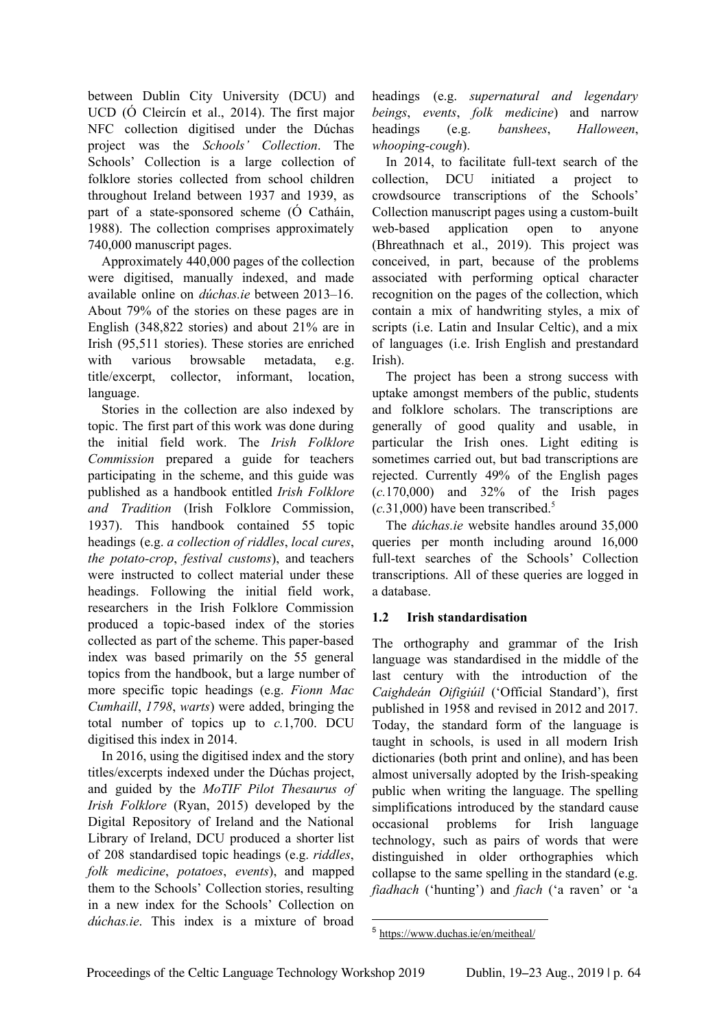between Dublin City University (DCU) and UCD (Ó Cleircín et al., 2014). The first major NFC collection digitised under the Dúchas project was the *Schools' Collection*. The Schools' Collection is a large collection of folklore stories collected from school children throughout Ireland between 1937 and 1939, as part of a state-sponsored scheme (Ó Catháin, 1988). The collection comprises approximately 740,000 manuscript pages.

Approximately 440,000 pages of the collection were digitised, manually indexed, and made available online on *dúchas.ie* between 2013–16. About 79% of the stories on these pages are in English (348,822 stories) and about 21% are in Irish (95,511 stories). These stories are enriched with various browsable metadata, e.g. title/excerpt, collector, informant, location, language.

Stories in the collection are also indexed by topic. The first part of this work was done during the initial field work. The *Irish Folklore Commission* prepared a guide for teachers participating in the scheme, and this guide was published as a handbook entitled *Irish Folklore and Tradition* (Irish Folklore Commission, 1937). This handbook contained 55 topic headings (e.g. *a collection of riddles*, *local cures*, *the potato-crop*, *festival customs*), and teachers were instructed to collect material under these headings. Following the initial field work, researchers in the Irish Folklore Commission produced a topic-based index of the stories collected as part of the scheme. This paper-based index was based primarily on the 55 general topics from the handbook, but a large number of more specific topic headings (e.g. *Fionn Mac Cumhaill*, *1798*, *warts*) were added, bringing the total number of topics up to *c.*1,700. DCU digitised this index in 2014.

In 2016, using the digitised index and the story titles/excerpts indexed under the Dúchas project, and guided by the *MoTIF Pilot Thesaurus of Irish Folklore* (Ryan, 2015) developed by the Digital Repository of Ireland and the National Library of Ireland, DCU produced a shorter list of 208 standardised topic headings (e.g. *riddles*, *folk medicine*, *potatoes*, *events*), and mapped them to the Schools' Collection stories, resulting in a new index for the Schools' Collection on *dúchas.ie*. This index is a mixture of broad headings (e.g. *supernatural and legendary beings*, *events*, *folk medicine*) and narrow headings (e.g. *banshees*, *Halloween*, *whooping-cough*).

In 2014, to facilitate full-text search of the collection, DCU initiated a project to crowdsource transcriptions of the Schools' Collection manuscript pages using a custom-built web-based application open to anyone (Bhreathnach et al., 2019). This project was conceived, in part, because of the problems associated with performing optical character recognition on the pages of the collection, which contain a mix of handwriting styles, a mix of scripts (i.e. Latin and Insular Celtic), and a mix of languages (i.e. Irish English and prestandard Irish).

The project has been a strong success with uptake amongst members of the public, students and folklore scholars. The transcriptions are generally of good quality and usable, in particular the Irish ones. Light editing is sometimes carried out, but bad transcriptions are rejected. Currently 49% of the English pages (*c.*170,000) and 32% of the Irish pages (*c.*31,000) have been transcribed.[5]

The *dúchas.ie* website handles around 35,000 queries per month including around 16,000 full-text searches of the Schools' Collection transcriptions. All of these queries are logged in a database.

### 1.2 Irish standardisation

The orthography and grammar of the Irish language was standardised in the middle of the last century with the introduction of the *Caighdeán Oifigiúil* ('Official Standard'), first published in 1958 and revised in 2012 and 2017. Today, the standard form of the language is taught in schools, is used in all modern Irish dictionaries (both print and online), and has been almost universally adopted by the Irish-speaking public when writing the language. The spelling simplifications introduced by the standard cause occasional problems for Irish language technology, such as pairs of words that were distinguished in older orthographies which collapse to the same spelling in the standard (e.g. *fiadhach* ('hunting') and *fiach* ('a raven' or 'a

[5] https://www.duchas.ie/en/meitheal/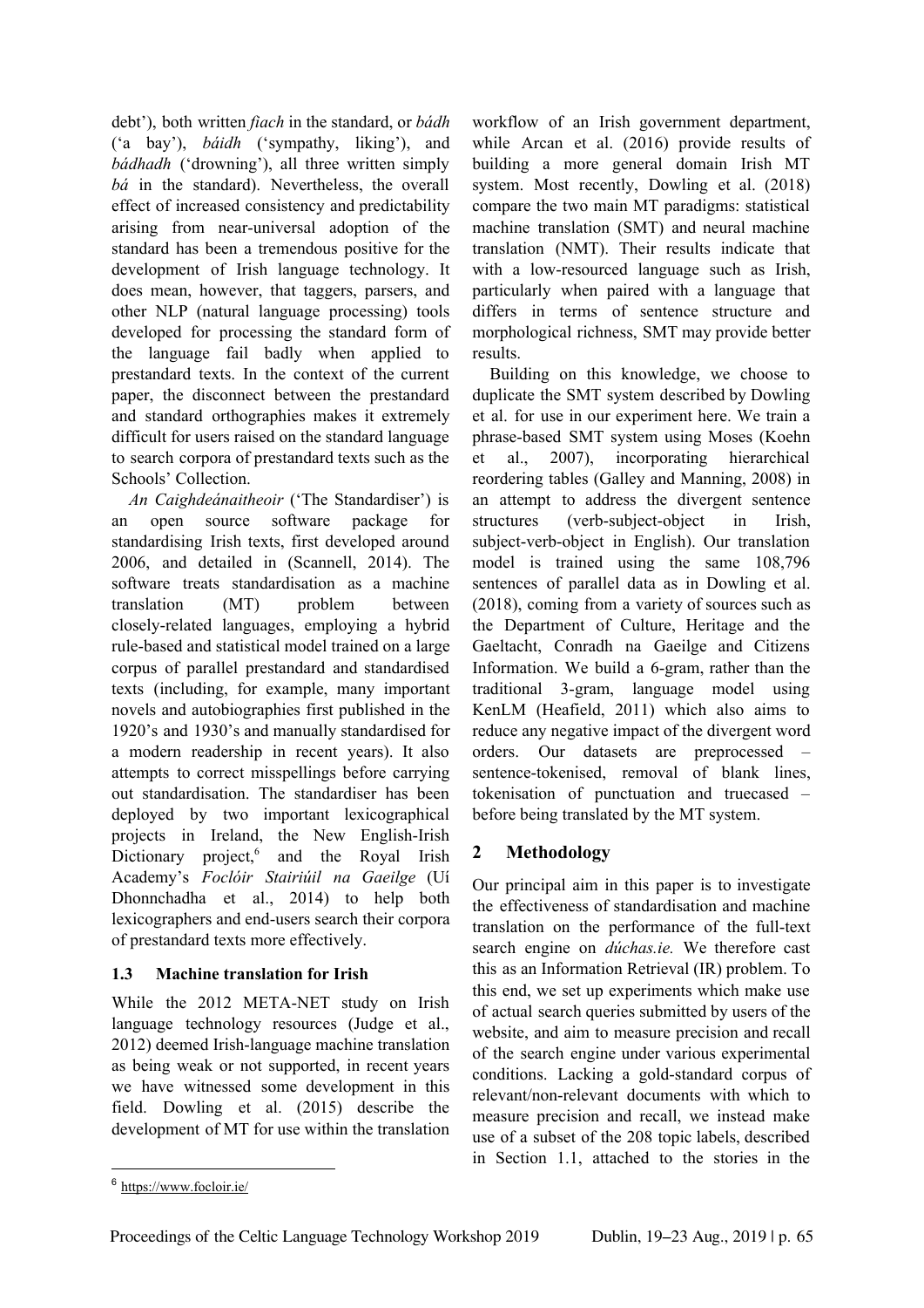debt'), both written *fiach* in the standard, or *bádh* ('a bay'), *báidh* ('sympathy, liking'), and *bádhadh* ('drowning'), all three written simply *bá* in the standard). Nevertheless, the overall effect of increased consistency and predictability arising from near-universal adoption of the standard has been a tremendous positive for the development of Irish language technology. It does mean, however, that taggers, parsers, and other NLP (natural language processing) tools developed for processing the standard form of the language fail badly when applied to prestandard texts. In the context of the current paper, the disconnect between the prestandard and standard orthographies makes it extremely difficult for users raised on the standard language to search corpora of prestandard texts such as the Schools' Collection.

*An Caighdeánaitheoir* ('The Standardiser') is an open source software package for standardising Irish texts, first developed around 2006, and detailed in (Scannell, 2014). The software treats standardisation as a machine translation (MT) problem between closely-related languages, employing a hybrid rule-based and statistical model trained on a large corpus of parallel prestandard and standardised texts (including, for example, many important novels and autobiographies first published in the 1920's and 1930's and manually standardised for a modern readership in recent years). It also attempts to correct misspellings before carrying out standardisation. The standardiser has been deployed by two important lexicographical projects in Ireland, the New English-Irish Dictionary project,[6] and the Royal Irish Academy's *Foclóir Stairiúil na Gaeilge* (Uí Dhonnchadha et al., 2014) to help both lexicographers and end-users search their corpora of prestandard texts more effectively.

### 1.3 Machine translation for Irish

While the 2012 META-NET study on Irish language technology resources (Judge et al., 2012) deemed Irish-language machine translation as being weak or not supported, in recent years we have witnessed some development in this field. Dowling et al. (2015) describe the development of MT for use within the translation workflow of an Irish government department, while Arcan et al. (2016) provide results of building a more general domain Irish MT system. Most recently, Dowling et al. (2018) compare the two main MT paradigms: statistical machine translation (SMT) and neural machine translation (NMT). Their results indicate that with a low-resourced language such as Irish, particularly when paired with a language that differs in terms of sentence structure and morphological richness, SMT may provide better results.

Building on this knowledge, we choose to duplicate the SMT system described by Dowling et al. for use in our experiment here. We train a phrase-based SMT system using Moses (Koehn et al., 2007), incorporating hierarchical reordering tables (Galley and Manning, 2008) in an attempt to address the divergent sentence structures (verb-subject-object in Irish, subject-verb-object in English). Our translation model is trained using the same 108,796 sentences of parallel data as in Dowling et al. (2018), coming from a variety of sources such as the Department of Culture, Heritage and the Gaeltacht, Conradh na Gaeilge and Citizens Information. We build a 6-gram, rather than the traditional 3-gram, language model using KenLM (Heafield, 2011) which also aims to reduce any negative impact of the divergent word orders. Our datasets are preprocessed – sentence-tokenised, removal of blank lines, tokenisation of punctuation and truecased – before being translated by the MT system.

## 2 Methodology

Our principal aim in this paper is to investigate the effectiveness of standardisation and machine translation on the performance of the full-text search engine on *dúchas.ie.* We therefore cast this as an Information Retrieval (IR) problem. To this end, we set up experiments which make use of actual search queries submitted by users of the website, and aim to measure precision and recall of the search engine under various experimental conditions. Lacking a gold-standard corpus of relevant/non-relevant documents with which to measure precision and recall, we instead make use of a subset of the 208 topic labels, described in Section 1.1, attached to the stories in the

[6] https://www.focloir.ie/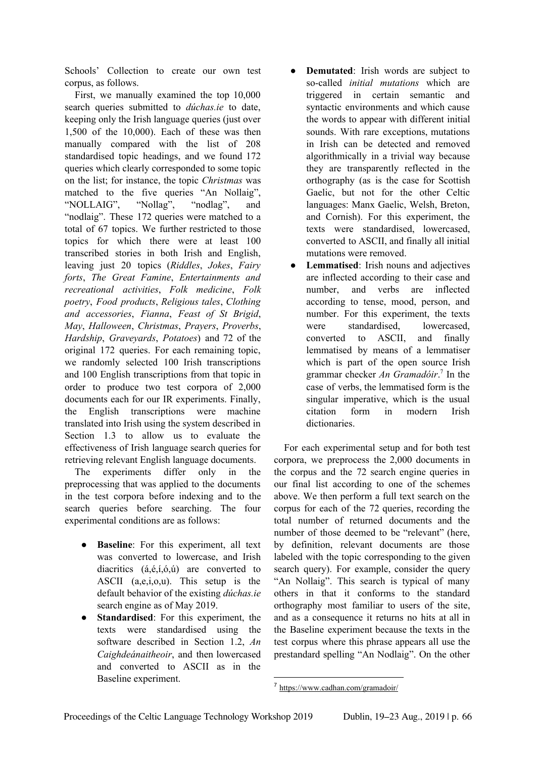Schools' Collection to create our own test corpus, as follows.

First, we manually examined the top 10,000 search queries submitted to *dúchas.ie* to date, keeping only the Irish language queries (just over 1,500 of the 10,000). Each of these was then manually compared with the list of 208 standardised topic headings, and we found 172 queries which clearly corresponded to some topic on the list; for instance, the topic *Christmas* was matched to the five queries "An Nollaig", "NOLLAIG", "Nollag", "nodlag", and "nodlaig". These 172 queries were matched to a total of 67 topics. We further restricted to those topics for which there were at least 100 transcribed stories in both Irish and English, leaving just 20 topics (*Riddles*, *Jokes*, *Fairy forts*, *The Great Famine*, *Entertainments and recreational activities*, *Folk medicine*, *Folk poetry*, *Food products*, *Religious tales*, *Clothing and accessories*, *Fianna*, *Feast of St Brigid*, *May*, *Halloween*, *Christmas*, *Prayers*, *Proverbs*, *Hardship*, *Graveyards*, *Potatoes*) and 72 of the original 172 queries. For each remaining topic, we randomly selected 100 Irish transcriptions and 100 English transcriptions from that topic in order to produce two test corpora of 2,000 documents each for our IR experiments. Finally, the English transcriptions were machine translated into Irish using the system described in Section 1.3 to allow us to evaluate the effectiveness of Irish language search queries for retrieving relevant English language documents.

The experiments differ only in the preprocessing that was applied to the documents in the test corpora before indexing and to the search queries before searching. The four experimental conditions are as follows:

- **Baseline**: For this experiment, all text was converted to lowercase, and Irish diacritics (á,é,í,ó,ú) are converted to ASCII (a,e,i,o,u). This setup is the default behavior of the existing *dúchas.ie* search engine as of May 2019.
- **Standardised**: For this experiment, the texts were standardised using the software described in Section 1.2, *An Caighdeánaitheoir*, and then lowercased and converted to ASCII as in the Baseline experiment.
- **Demutated**: Irish words are subject to so-called *initial mutations* which are triggered in certain semantic and syntactic environments and which cause the words to appear with different initial sounds. With rare exceptions, mutations in Irish can be detected and removed algorithmically in a trivial way because they are transparently reflected in the orthography (as is the case for Scottish Gaelic, but not for the other Celtic languages: Manx Gaelic, Welsh, Breton, and Cornish). For this experiment, the texts were standardised, lowercased, converted to ASCII, and finally all initial mutations were removed.
- **Lemmatised**: Irish nouns and adjectives are inflected according to their case and number, and verbs are inflected according to tense, mood, person, and number. For this experiment, the texts were standardised, lowercased, converted to ASCII, and finally lemmatised by means of a lemmatiser which is part of the open source Irish grammar checker *An Gramadóir*.[7] In the case of verbs, the lemmatised form is the singular imperative, which is the usual citation form in modern Irish dictionaries.

For each experimental setup and for both test corpora, we preprocess the 2,000 documents in the corpus and the 72 search engine queries in our final list according to one of the schemes above. We then perform a full text search on the corpus for each of the 72 queries, recording the total number of returned documents and the number of those deemed to be "relevant" (here, by definition, relevant documents are those labeled with the topic corresponding to the given search query). For example, consider the query "An Nollaig". This search is typical of many others in that it conforms to the standard orthography most familiar to users of the site, and as a consequence it returns no hits at all in the Baseline experiment because the texts in the test corpus where this phrase appears all use the prestandard spelling "An Nodlaig". On the other

[7] https://www.cadhan.com/gramadoir/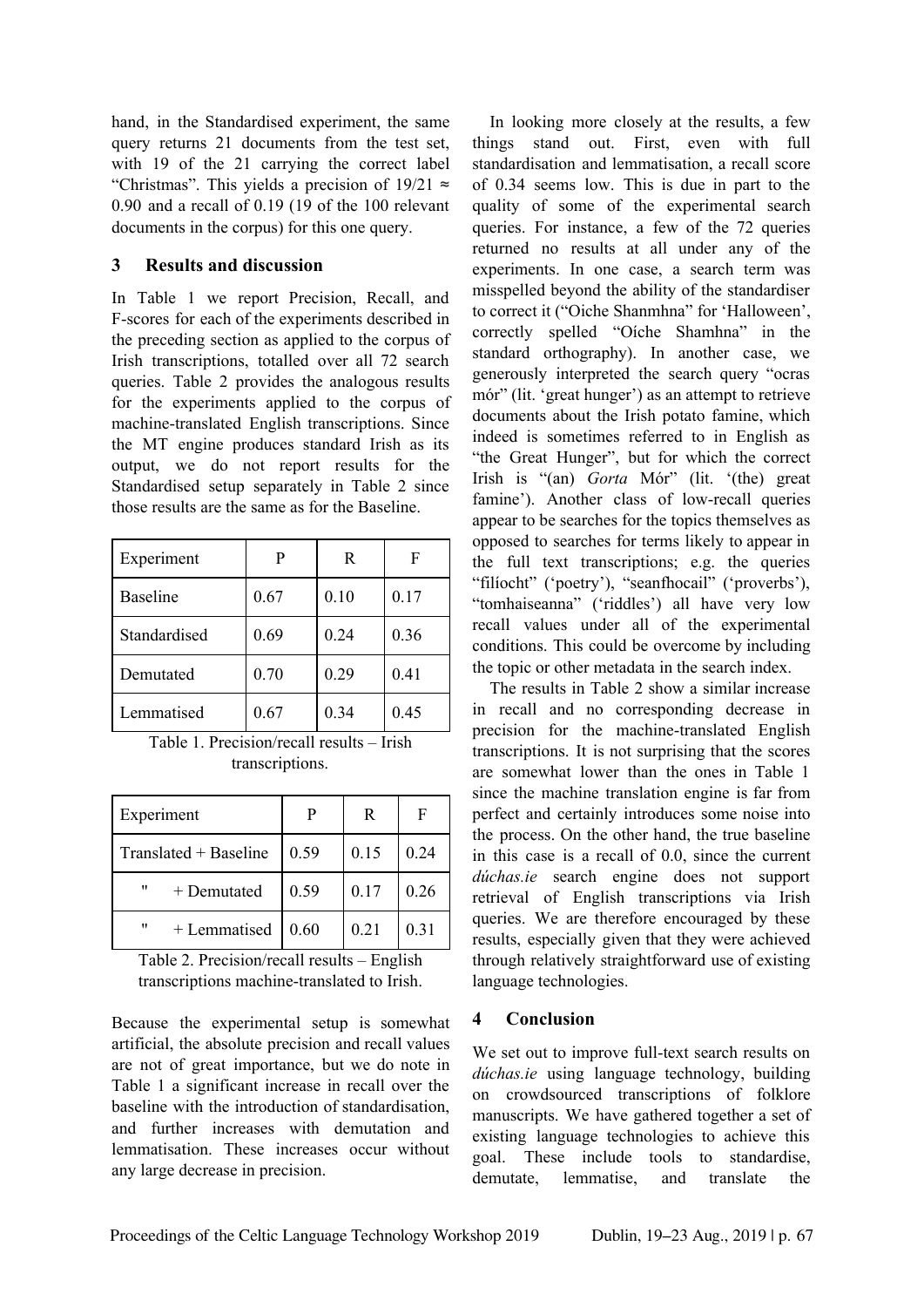hand, in the Standardised experiment, the same query returns 21 documents from the test set, with 19 of the 21 carrying the correct label "Christmas". This yields a precision of $19/21 \approx 0.90$ and a recall of 0.19 (19 of the 100 relevant documents in the corpus) for this one query.

## 3 Results and discussion

In Table 1 we report Precision, Recall, and F-scores for each of the experiments described in the preceding section as applied to the corpus of Irish transcriptions, totalled over all 72 search queries. Table 2 provides the analogous results for the experiments applied to the corpus of machine-translated English transcriptions. Since the MT engine produces standard Irish as its output, we do not report results for the Standardised setup separately in Table 2 since those results are the same as for the Baseline.

| Experiment | P | R | F |
|---|---|---|---|
| Baseline | 0.67 | 0.10 | 0.17 |
| Standardised | 0.69 | 0.24 | 0.36 |
| Demutated | 0.70 | 0.29 | 0.41 |
| Lemmatised | 0.67 | 0.34 | 0.45 |

Table 1. Precision/recall results – Irish transcriptions.

| Experiment | P | R | F |
|---|---|---|---|
| Translated + Baseline | 0.59 | 0.15 | 0.24 |
| " + Demutated | 0.59 | 0.17 | 0.26 |
| " + Lemmatised | 0.60 | 0.21 | 0.31 |

Table 2. Precision/recall results – English transcriptions machine-translated to Irish.

Because the experimental setup is somewhat artificial, the absolute precision and recall values are not of great importance, but we do note in Table 1 a significant increase in recall over the baseline with the introduction of standardisation, and further increases with demutation and lemmatisation. These increases occur without any large decrease in precision.

In looking more closely at the results, a few things stand out. First, even with full standardisation and lemmatisation, a recall score of 0.34 seems low. This is due in part to the quality of some of the experimental search queries. For instance, a few of the 72 queries returned no results at all under any of the experiments. In one case, a search term was misspelled beyond the ability of the standardiser to correct it ("Oiche Shanmhna" for 'Halloween', correctly spelled "Oíche Shamhna" in the standard orthography). In another case, we generously interpreted the search query "ocras mór" (lit. 'great hunger') as an attempt to retrieve documents about the Irish potato famine, which indeed is sometimes referred to in English as "the Great Hunger", but for which the correct Irish is "(an) *Gorta* Mór" (lit. '(the) great famine'). Another class of low-recall queries appear to be searches for the topics themselves as opposed to searches for terms likely to appear in the full text transcriptions; e.g. the queries "filíocht" ('poetry'), "seanfhocail" ('proverbs'), "tomhaiseanna" ('riddles') all have very low recall values under all of the experimental conditions. This could be overcome by including the topic or other metadata in the search index.

The results in Table 2 show a similar increase in recall and no corresponding decrease in precision for the machine-translated English transcriptions. It is not surprising that the scores are somewhat lower than the ones in Table 1 since the machine translation engine is far from perfect and certainly introduces some noise into the process. On the other hand, the true baseline in this case is a recall of 0.0, since the current *dúchas.ie* search engine does not support retrieval of English transcriptions via Irish queries. We are therefore encouraged by these results, especially given that they were achieved through relatively straightforward use of existing language technologies.

## 4 Conclusion

We set out to improve full-text search results on *dúchas.ie* using language technology, building on crowdsourced transcriptions of folklore manuscripts. We have gathered together a set of existing language technologies to achieve this goal. These include tools to standardise, demutate, lemmatise, and translate the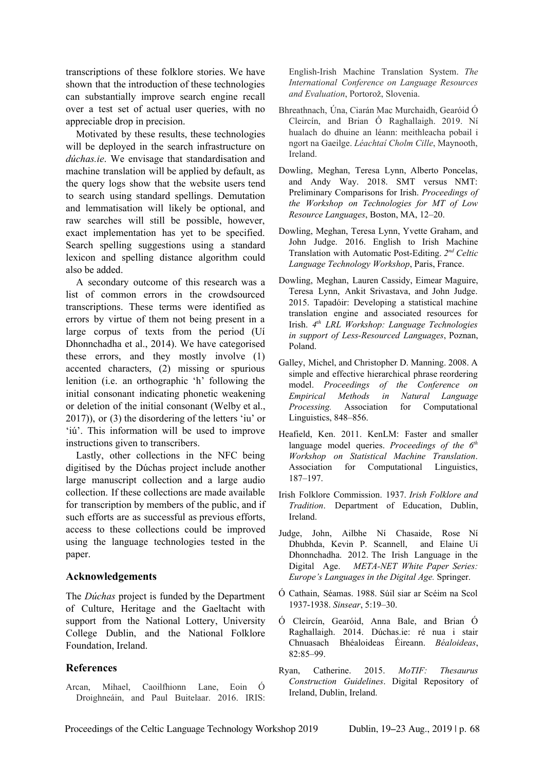transcriptions of these folklore stories. We have shown that the introduction of these technologies can substantially improve search engine recall over a test set of actual user queries, with no appreciable drop in precision.

Motivated by these results, these technologies will be deployed in the search infrastructure on *dúchas.ie*. We envisage that standardisation and machine translation will be applied by default, as the query logs show that the website users tend to search using standard spellings. Demutation and lemmatisation will likely be optional, and raw searches will still be possible, however, exact implementation has yet to be specified. Search spelling suggestions using a standard lexicon and spelling distance algorithm could also be added.

A secondary outcome of this research was a list of common errors in the crowdsourced transcriptions. These terms were identified as errors by virtue of them not being present in a large corpus of texts from the period (Uí Dhonnchadha et al., 2014). We have categorised these errors, and they mostly involve (1) accented characters, (2) missing or spurious lenition (i.e. an orthographic 'h' following the initial consonant indicating phonetic weakening or deletion of the initial consonant (Welby et al., 2017)), or (3) the disordering of the letters 'iu' or 'iú'. This information will be used to improve instructions given to transcribers.

Lastly, other collections in the NFC being digitised by the Dúchas project include another large manuscript collection and a large audio collection. If these collections are made available for transcription by members of the public, and if such efforts are as successful as previous efforts, access to these collections could be improved using the language technologies tested in the paper.

## Acknowledgements

The *Dúchas* project is funded by the Department of Culture, Heritage and the Gaeltacht with support from the National Lottery, University College Dublin, and the National Folklore Foundation, Ireland.

## References

Arcan, Mihael, Caoilfhionn Lane, Eoin Ó Droighneáin, and Paul Buitelaar. 2016. IRIS: English-Irish Machine Translation System. *The International Conference on Language Resources and Evaluation*, Portorož, Slovenia.

Bhreathnach, Úna, Ciarán Mac Murchaidh, Gearóid Ó Cleircín, and Brian Ó Raghallaigh. 2019. Ní hualach do dhuine an léann: meithleacha pobail i ngort na Gaeilge. *Léachtaí Cholm Cille*, Maynooth, Ireland.

Dowling, Meghan, Teresa Lynn, Alberto Poncelas, and Andy Way. 2018. SMT versus NMT: Preliminary Comparisons for Irish. *Proceedings of the Workshop on Technologies for MT of Low Resource Languages*, Boston, MA, 12–20.

Dowling, Meghan, Teresa Lynn, Yvette Graham, and John Judge. 2016. English to Irish Machine Translation with Automatic Post-Editing. *2nd Celtic Language Technology Workshop*, Paris, France.

Dowling, Meghan, Lauren Cassidy, Eimear Maguire, Teresa Lynn, Ankit Srivastava, and John Judge. 2015. Tapadóir: Developing a statistical machine translation engine and associated resources for Irish. *4th LRL Workshop: Language Technologies in support of Less-Resourced Languages*, Poznan, Poland.

Galley, Michel, and Christopher D. Manning. 2008. A simple and effective hierarchical phrase reordering model. *Proceedings of the Conference on Empirical Methods in Natural Language Processing.* Association for Computational Linguistics, 848–856.

Heafield, Ken. 2011. KenLM: Faster and smaller language model queries. *Proceedings of the 6th Workshop on Statistical Machine Translation*. Association for Computational Linguistics, 187–197.

Irish Folklore Commission. 1937. *Irish Folklore and Tradition*. Department of Education, Dublin, Ireland.

Judge, John, Ailbhe Ní Chasaide, Rose Ní Dhubhda, Kevin P. Scannell, and Elaine Uí Dhonnchadha. 2012. The Irish Language in the Digital Age. *META-NET White Paper Series: Europe's Languages in the Digital Age.* Springer.

Ó Cathain, Séamas. 1988. Súil siar ar Scéim na Scol 1937-1938. *Sinsear*, 5:19–30.

Ó Cleircín, Gearóid, Anna Bale, and Brian Ó Raghallaigh. 2014. Dúchas.ie: ré nua i stair Chnuasach Bhéaloideas Éireann. *Béaloideas*, 82:85–99.

Ryan, Catherine. 2015. *MoTIF: Thesaurus Construction Guidelines*. Digital Repository of Ireland, Dublin, Ireland.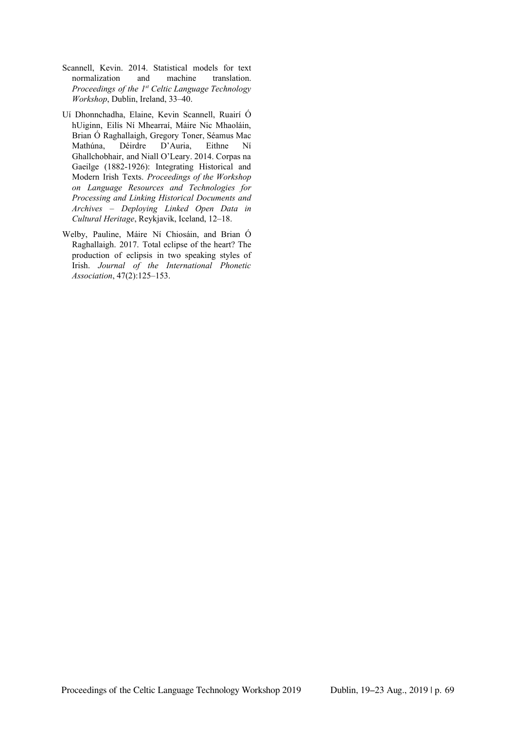Scannell, Kevin. 2014. Statistical models for text normalization and machine translation. *Proceedings of the 1st Celtic Language Technology Workshop*, Dublin, Ireland, 33–40.

Uí Dhonnchadha, Elaine, Kevin Scannell, Ruairí Ó hUiginn, Eilís Ní Mhearraí, Máire Nic Mhaoláin, Brian Ó Raghallaigh, Gregory Toner, Séamus Mac Mathúna, Déirdre D'Auria, Eithne Ní Ghallchobhair, and Niall O'Leary. 2014. Corpas na Gaeilge (1882-1926): Integrating Historical and Modern Irish Texts. *Proceedings of the Workshop on Language Resources and Technologies for Processing and Linking Historical Documents and Archives – Deploying Linked Open Data in Cultural Heritage*, Reykjavik, Iceland, 12–18.

Welby, Pauline, Máire Ní Chiosáin, and Brian Ó Raghallaigh. 2017. Total eclipse of the heart? The production of eclipsis in two speaking styles of Irish. *Journal of the International Phonetic Association*, 47(2):125–153.